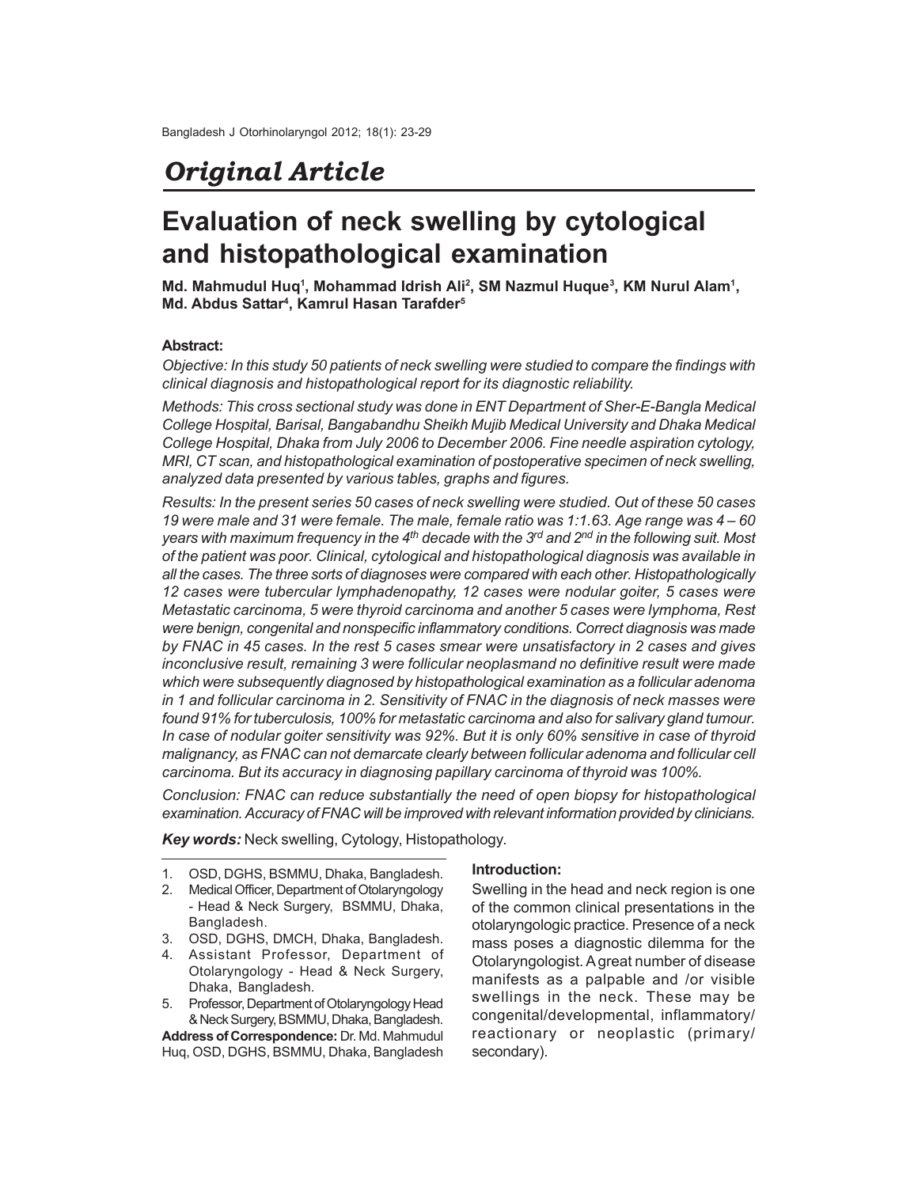*Original Article*

# Evaluation of neck swelling by cytological and histopathological examination

**Md. Mahmudul Huq[1], Mohammad Idrish Ali[2], SM Nazmul Huque[3], KM Nurul Alam[1], Md. Abdus Sattar[4], Kamrul Hasan Tarafder[5]**

### Abstract:

*Objective: In this study 50 patients of neck swelling were studied to compare the findings with clinical diagnosis and histopathological report for its diagnostic reliability.*

*Methods: This cross sectional study was done in ENT Department of Sher-E-Bangla Medical College Hospital, Barisal, Bangabandhu Sheikh Mujib Medical University and Dhaka Medical College Hospital, Dhaka from July 2006 to December 2006. Fine needle aspiration cytology, MRI, CT scan, and histopathological examination of postoperative specimen of neck swelling, analyzed data presented by various tables, graphs and figures.*

*Results: In the present series 50 cases of neck swelling were studied. Out of these 50 cases 19 were male and 31 were female. The male, female ratio was 1:1.63. Age range was 4 – 60 years with maximum frequency in the 4th decade with the 3rd and 2nd in the following suit. Most of the patient was poor. Clinical, cytological and histopathological diagnosis was available in all the cases. The three sorts of diagnoses were compared with each other. Histopathologically 12 cases were tubercular lymphadenopathy, 12 cases were nodular goiter, 5 cases were Metastatic carcinoma, 5 were thyroid carcinoma and another 5 cases were lymphoma, Rest were benign, congenital and nonspecific inflammatory conditions. Correct diagnosis was made by FNAC in 45 cases. In the rest 5 cases smear were unsatisfactory in 2 cases and gives inconclusive result, remaining 3 were follicular neoplasmand no definitive result were made which were subsequently diagnosed by histopathological examination as a follicular adenoma in 1 and follicular carcinoma in 2. Sensitivity of FNAC in the diagnosis of neck masses were found 91% for tuberculosis, 100% for metastatic carcinoma and also for salivary gland tumour. In case of nodular goiter sensitivity was 92%. But it is only 60% sensitive in case of thyroid malignancy, as FNAC can not demarcate clearly between follicular adenoma and follicular cell carcinoma. But its accuracy in diagnosing papillary carcinoma of thyroid was 100%.*

*Conclusion: FNAC can reduce substantially the need of open biopsy for histopathological examination. Accuracy of FNAC will be improved with relevant information provided by clinicians.*

***Key words:*** Neck swelling, Cytology, Histopathology.

1. OSD, DGHS, BSMMU, Dhaka, Bangladesh.
2. Medical Officer, Department of Otolaryngology - Head & Neck Surgery, BSMMU, Dhaka, Bangladesh.
3. OSD, DGHS, DMCH, Dhaka, Bangladesh.
4. Assistant Professor, Department of Otolaryngology - Head & Neck Surgery, Dhaka, Bangladesh.
5. Professor, Department of Otolaryngology Head & Neck Surgery, BSMMU, Dhaka, Bangladesh.

**Address of Correspondence:** Dr. Md. Mahmudul Huq, OSD, DGHS, BSMMU, Dhaka, Bangladesh

### Introduction:

Swelling in the head and neck region is one of the common clinical presentations in the otolaryngologic practice. Presence of a neck mass poses a diagnostic dilemma for the Otolaryngologist. A great number of disease manifests as a palpable and /or visible swellings in the neck. These may be congenital/developmental, inflammatory/reactionary or neoplastic (primary/secondary).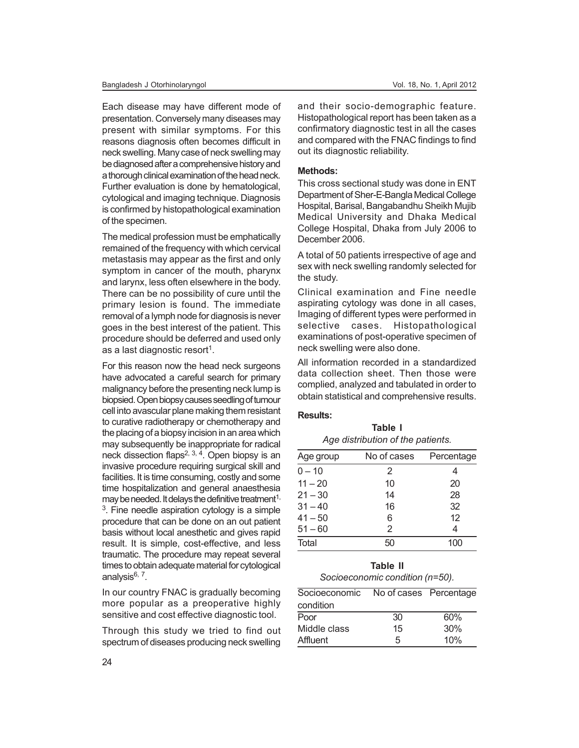Each disease may have different mode of presentation. Conversely many diseases may present with similar symptoms. For this reasons diagnosis often becomes difficult in neck swelling. Many case of neck swelling may be diagnosed after a comprehensive history and a thorough clinical examination of the head neck. Further evaluation is done by hematological, cytological and imaging technique. Diagnosis is confirmed by histopathological examination of the specimen.

The medical profession must be emphatically remained of the frequency with which cervical metastasis may appear as the first and only symptom in cancer of the mouth, pharynx and larynx, less often elsewhere in the body. There can be no possibility of cure until the primary lesion is found. The immediate removal of a lymph node for diagnosis is never goes in the best interest of the patient. This procedure should be deferred and used only as a last diagnostic resort[1].

For this reason now the head neck surgeons have advocated a careful search for primary malignancy before the presenting neck lump is biopsied. Open biopsy causes seedling of tumour cell into avascular plane making them resistant to curative radiotherapy or chemotherapy and the placing of a biopsy incision in an area which may subsequently be inappropriate for radical neck dissection flaps[2, 3, 4]. Open biopsy is an invasive procedure requiring surgical skill and facilities. It is time consuming, costly and some time hospitalization and general anaesthesia may be needed. It delays the definitive treatment[1, 3]. Fine needle aspiration cytology is a simple procedure that can be done on an out patient basis without local anesthetic and gives rapid result. It is simple, cost-effective, and less traumatic. The procedure may repeat several times to obtain adequate material for cytological analysis[6, 7].

In our country FNAC is gradually becoming more popular as a preoperative highly sensitive and cost effective diagnostic tool.

Through this study we tried to find out spectrum of diseases producing neck swelling and their socio-demographic feature. Histopathological report has been taken as a confirmatory diagnostic test in all the cases and compared with the FNAC findings to find out its diagnostic reliability.

**Methods:**

This cross sectional study was done in ENT Department of Sher-E-Bangla Medical College Hospital, Barisal, Bangabandhu Sheikh Mujib Medical University and Dhaka Medical College Hospital, Dhaka from July 2006 to December 2006.

A total of 50 patients irrespective of age and sex with neck swelling randomly selected for the study.

Clinical examination and Fine needle aspirating cytology was done in all cases, Imaging of different types were performed in selective cases. Histopathological examinations of post-operative specimen of neck swelling were also done.

All information recorded in a standardized data collection sheet. Then those were complied, analyzed and tabulated in order to obtain statistical and comprehensive results.

**Results:**

**Table I**

*Age distribution of the patients.*

| Age group | No of cases | Percentage |
|---|---|---|
| 0 – 10 | 2 | 4 |
| 11 – 20 | 10 | 20 |
| 21 – 30 | 14 | 28 |
| 31 – 40 | 16 | 32 |
| 41 – 50 | 6 | 12 |
| 51 – 60 | 2 | 4 |
| Total | 50 | 100 |

**Table II**

*Socioeconomic condition (n=50).*

| Socioeconomic condition | No of cases | Percentage |
|---|---|---|
| Poor | 30 | 60% |
| Middle class | 15 | 30% |
| Affluent | 5 | 10% |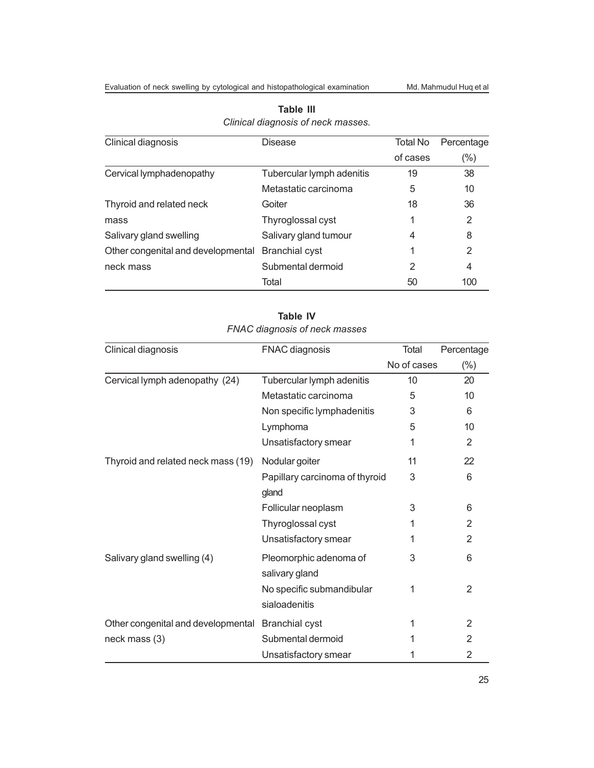**Table III**

*Clinical diagnosis of neck masses.*

| Clinical diagnosis | Disease | Total No of cases | Percentage (%) |
|---|---|---|---|
| Cervical lymphadenopathy | Tubercular lymph adenitis | 19 | 38 |
| | Metastatic carcinoma | 5 | 10 |
| Thyroid and related neck mass | Goiter | 18 | 36 |
| | Thyroglossal cyst | 1 | 2 |
| Salivary gland swelling | Salivary gland tumour | 4 | 8 |
| Other congenital and developmental neck mass | Branchial cyst | 1 | 2 |
| | Submental dermoid | 2 | 4 |
| | Total | 50 | 100 |

**Table IV**

*FNAC diagnosis of neck masses*

| Clinical diagnosis | FNAC diagnosis | Total No of cases | Percentage (%) |
|---|---|---|---|
| Cervical lymph adenopathy (24) | Tubercular lymph adenitis | 10 | 20 |
| | Metastatic carcinoma | 5 | 10 |
| | Non specific lymphadenitis | 3 | 6 |
| | Lymphoma | 5 | 10 |
| | Unsatisfactory smear | 1 | 2 |
| Thyroid and related neck mass (19) | Nodular goiter | 11 | 22 |
| | Papillary carcinoma of thyroid gland | 3 | 6 |
| | Follicular neoplasm | 3 | 6 |
| | Thyroglossal cyst | 1 | 2 |
| | Unsatisfactory smear | 1 | 2 |
| Salivary gland swelling (4) | Pleomorphic adenoma of salivary gland | 3 | 6 |
| | No specific submandibular sialoadenitis | 1 | 2 |
| Other congenital and developmental neck mass (3) | Branchial cyst | 1 | 2 |
| | Submental dermoid | 1 | 2 |
| | Unsatisfactory smear | 1 | 2 |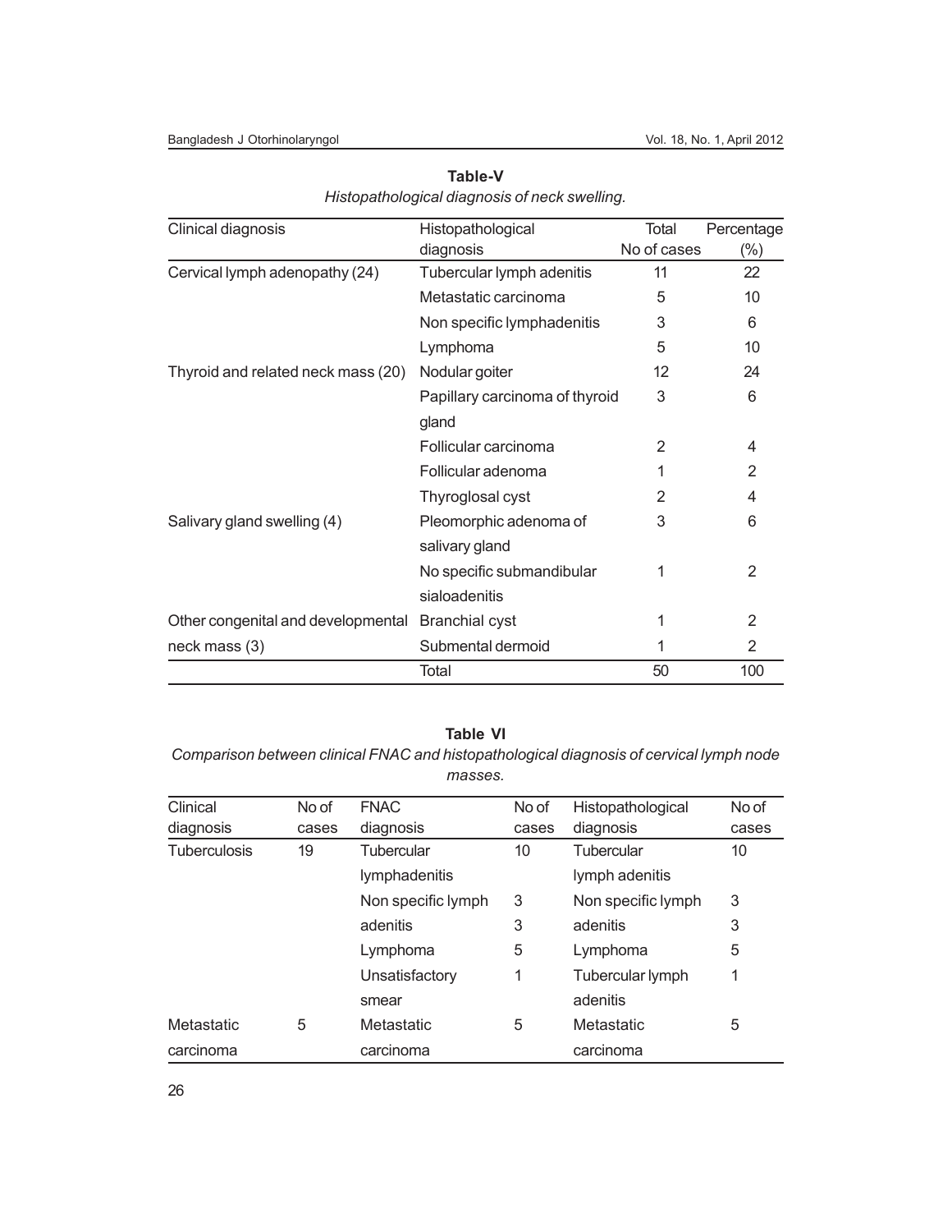**Table-V**

*Histopathological diagnosis of neck swelling.*

| Clinical diagnosis | Histopathological diagnosis | Total No of cases | Percentage (%) |
|---|---|---|---|
| Cervical lymph adenopathy (24) | Tubercular lymph adenitis | 11 | 22 |
| | Metastatic carcinoma | 5 | 10 |
| | Non specific lymphadenitis | 3 | 6 |
| | Lymphoma | 5 | 10 |
| Thyroid and related neck mass (20) | Nodular goiter | 12 | 24 |
| | Papillary carcinoma of thyroid gland | 3 | 6 |
| | Follicular carcinoma | 2 | 4 |
| | Follicular adenoma | 1 | 2 |
| | Thyroglosal cyst | 2 | 4 |
| Salivary gland swelling (4) | Pleomorphic adenoma of salivary gland | 3 | 6 |
| | No specific submandibular sialoadenitis | 1 | 2 |
| Other congenital and developmental neck mass (3) | Branchial cyst | 1 | 2 |
| | Submental dermoid | 1 | 2 |
| | Total | 50 | 100 |

**Table VI**

*Comparison between clinical FNAC and histopathological diagnosis of cervical lymph node masses.*

| Clinical diagnosis | No of cases | FNAC diagnosis | No of cases | Histopathological diagnosis | No of cases |
|---|---|---|---|---|---|
| Tuberculosis | 19 | Tubercular lymphadenitis | 10 | Tubercular lymph adenitis | 10 |
| | | Non specific lymph adenitis | 3<br>3 | Non specific lymph adenitis | 3<br>3 |
| | | Lymphoma | 5 | Lymphoma | 5 |
| | | Unsatisfactory smear | 1 | Tubercular lymph adenitis | 1 |
| Metastatic carcinoma | 5 | Metastatic carcinoma | 5 | Metastatic carcinoma | 5 |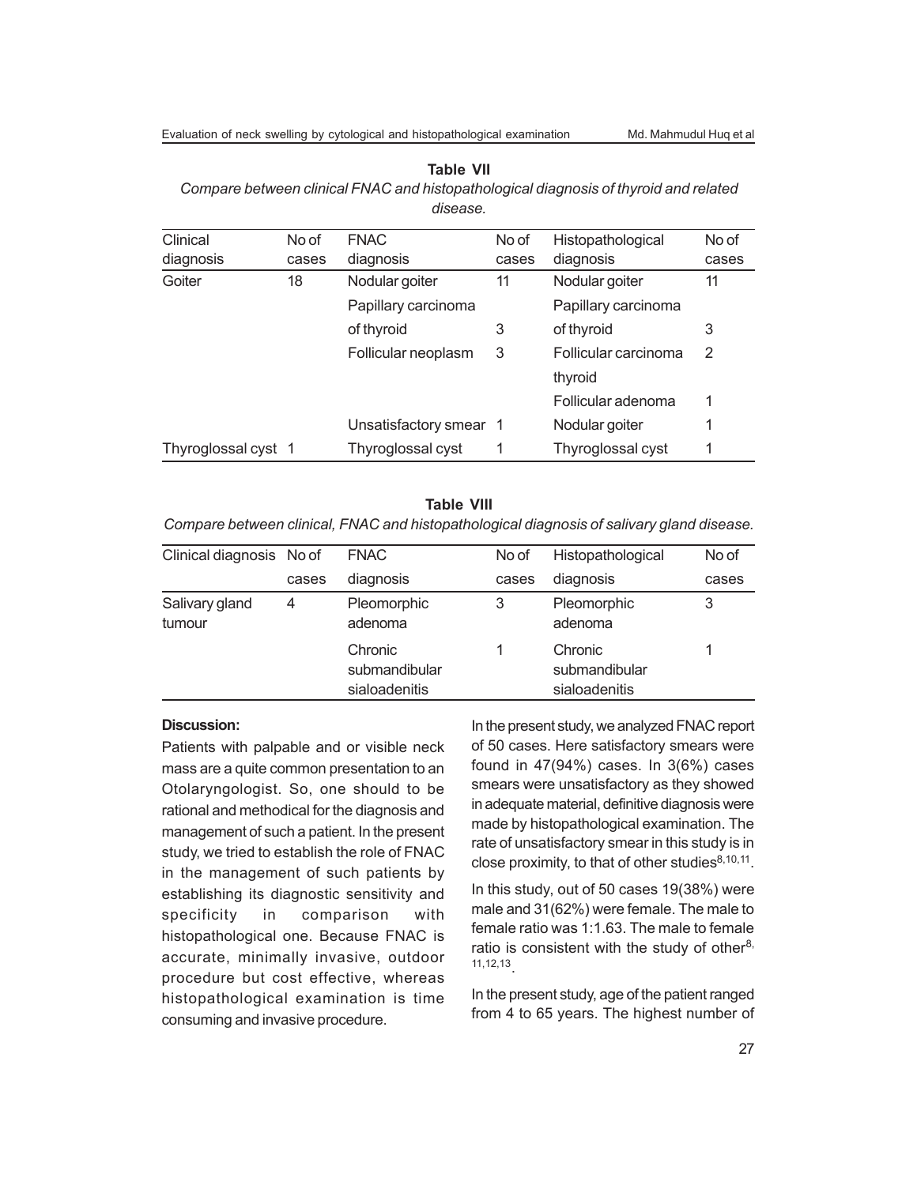**Table VII**

*Compare between clinical FNAC and histopathological diagnosis of thyroid and related disease.*

| Clinical diagnosis | No of cases | FNAC diagnosis | No of cases | Histopathological diagnosis | No of cases |
|---|---|---|---|---|---|
| Goiter | 18 | Nodular goiter | 11 | Nodular goiter | 11 |
| | | Papillary carcinoma of thyroid | 3 | Papillary carcinoma of thyroid | 3 |
| | | Follicular neoplasm | 3 | Follicular carcinoma thyroid | 2 |
| | | | | Follicular adenoma | 1 |
| | | Unsatisfactory smear | 1 | Nodular goiter | 1 |
| Thyroglossal cyst | 1 | Thyroglossal cyst | 1 | Thyroglossal cyst | 1 |

**Table VIII**

*Compare between clinical, FNAC and histopathological diagnosis of salivary gland disease.*

| Clinical diagnosis | No of cases | FNAC diagnosis | No of cases | Histopathological diagnosis | No of cases |
|---|---|---|---|---|---|
| Salivary gland tumour | 4 | Pleomorphic adenoma | 3 | Pleomorphic adenoma | 3 |
| | | Chronic submandibular sialoadenitis | 1 | Chronic submandibular sialoadenitis | 1 |

**Discussion:**

Patients with palpable and or visible neck mass are a quite common presentation to an Otolaryngologist. So, one should to be rational and methodical for the diagnosis and management of such a patient. In the present study, we tried to establish the role of FNAC in the management of such patients by establishing its diagnostic sensitivity and specificity in comparison with histopathological one. Because FNAC is accurate, minimally invasive, outdoor procedure but cost effective, whereas histopathological examination is time consuming and invasive procedure.

In the present study, we analyzed FNAC report of 50 cases. Here satisfactory smears were found in 47(94%) cases. In 3(6%) cases smears were unsatisfactory as they showed in adequate material, definitive diagnosis were made by histopathological examination. The rate of unsatisfactory smear in this study is in close proximity, to that of other studies[8,10,11].

In this study, out of 50 cases 19(38%) were male and 31(62%) were female. The male to female ratio was 1:1.63. The male to female ratio is consistent with the study of other[8,11,12,13].

In the present study, age of the patient ranged from 4 to 65 years. The highest number of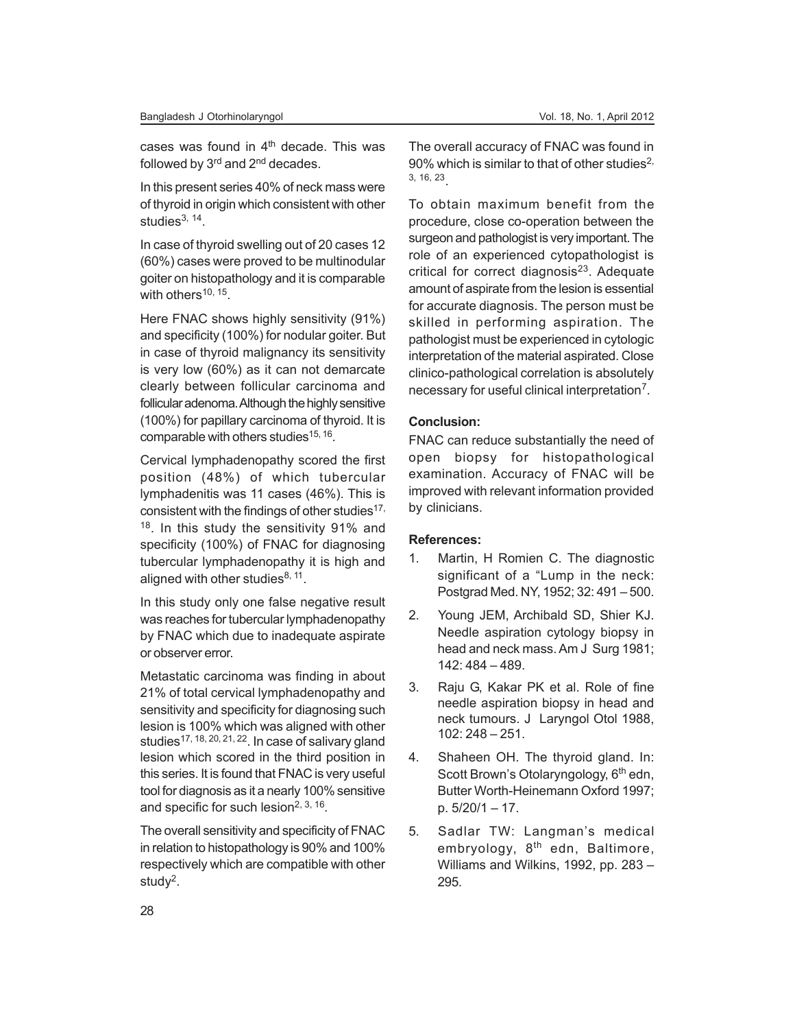cases was found in 4th decade. This was followed by 3rd and 2nd decades.

In this present series 40% of neck mass were of thyroid in origin which consistent with other studies[3, 14].

In case of thyroid swelling out of 20 cases 12 (60%) cases were proved to be multinodular goiter on histopathology and it is comparable with others[10, 15].

Here FNAC shows highly sensitivity (91%) and specificity (100%) for nodular goiter. But in case of thyroid malignancy its sensitivity is very low (60%) as it can not demarcate clearly between follicular carcinoma and follicular adenoma. Although the highly sensitive (100%) for papillary carcinoma of thyroid. It is comparable with others studies[15, 16].

Cervical lymphadenopathy scored the first position (48%) of which tubercular lymphadenitis was 11 cases (46%). This is consistent with the findings of other studies[17, 18]. In this study the sensitivity 91% and specificity (100%) of FNAC for diagnosing tubercular lymphadenopathy it is high and aligned with other studies[8, 11].

In this study only one false negative result was reaches for tubercular lymphadenopathy by FNAC which due to inadequate aspirate or observer error.

Metastatic carcinoma was finding in about 21% of total cervical lymphadenopathy and sensitivity and specificity for diagnosing such lesion is 100% which was aligned with other studies[17, 18, 20, 21, 22]. In case of salivary gland lesion which scored in the third position in this series. It is found that FNAC is very useful tool for diagnosis as it a nearly 100% sensitive and specific for such lesion[2, 3, 16].

The overall sensitivity and specificity of FNAC in relation to histopathology is 90% and 100% respectively which are compatible with other study[2].

The overall accuracy of FNAC was found in 90% which is similar to that of other studies[2, 3, 16, 23].

To obtain maximum benefit from the procedure, close co-operation between the surgeon and pathologist is very important. The role of an experienced cytopathologist is critical for correct diagnosis[23]. Adequate amount of aspirate from the lesion is essential for accurate diagnosis. The person must be skilled in performing aspiration. The pathologist must be experienced in cytologic interpretation of the material aspirated. Close clinico-pathological correlation is absolutely necessary for useful clinical interpretation[7].

## Conclusion:

FNAC can reduce substantially the need of open biopsy for histopathological examination. Accuracy of FNAC will be improved with relevant information provided by clinicians.

## References:

1. Martin, H Romien C. The diagnostic significant of a "Lump in the neck: Postgrad Med. NY, 1952; 32: 491 – 500.
2. Young JEM, Archibald SD, Shier KJ. Needle aspiration cytology biopsy in head and neck mass. Am J Surg 1981; 142: 484 – 489.
3. Raju G, Kakar PK et al. Role of fine needle aspiration biopsy in head and neck tumours. J Laryngol Otol 1988, 102: 248 – 251.
4. Shaheen OH. The thyroid gland. In: Scott Brown's Otolaryngology, 6th edn, Butter Worth-Heinemann Oxford 1997; p. 5/20/1 – 17.
5. Sadlar TW: Langman's medical embryology, 8th edn, Baltimore, Williams and Wilkins, 1992, pp. 283 – 295.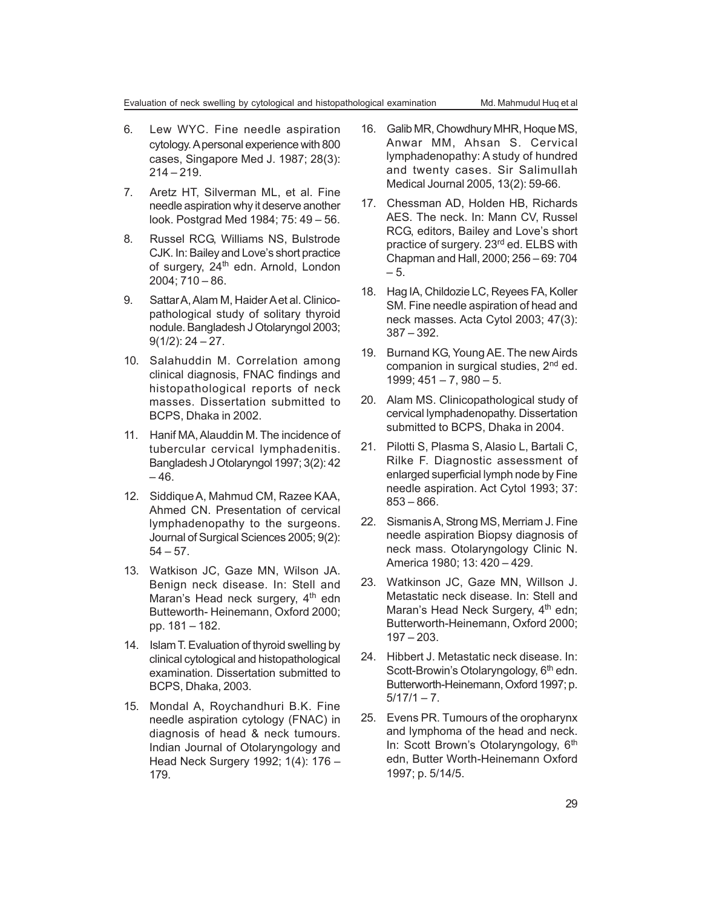6. Lew WYC. Fine needle aspiration cytology. A personal experience with 800 cases, Singapore Med J. 1987; 28(3): 214 – 219.

7. Aretz HT, Silverman ML, et al. Fine needle aspiration why it deserve another look. Postgrad Med 1984; 75: 49 – 56.

8. Russel RCG, Williams NS, Bulstrode CJK. In: Bailey and Love's short practice of surgery, 24th edn. Arnold, London 2004; 710 – 86.

9. Sattar A, Alam M, Haider A et al. Clinico-pathological study of solitary thyroid nodule. Bangladesh J Otolaryngol 2003; 9(1/2): 24 – 27.

10. Salahuddin M. Correlation among clinical diagnosis, FNAC findings and histopathological reports of neck masses. Dissertation submitted to BCPS, Dhaka in 2002.

11. Hanif MA, Alauddin M. The incidence of tubercular cervical lymphadenitis. Bangladesh J Otolaryngol 1997; 3(2): 42 – 46.

12. Siddique A, Mahmud CM, Razee KAA, Ahmed CN. Presentation of cervical lymphadenopathy to the surgeons. Journal of Surgical Sciences 2005; 9(2): 54 – 57.

13. Watkison JC, Gaze MN, Wilson JA. Benign neck disease. In: Stell and Maran's Head neck surgery, 4th edn Butteworth- Heinemann, Oxford 2000; pp. 181 – 182.

14. Islam T. Evaluation of thyroid swelling by clinical cytological and histopathological examination. Dissertation submitted to BCPS, Dhaka, 2003.

15. Mondal A, Roychandhuri B.K. Fine needle aspiration cytology (FNAC) in diagnosis of head & neck tumours. Indian Journal of Otolaryngology and Head Neck Surgery 1992; 1(4): 176 – 179.

16. Galib MR, Chowdhury MHR, Hoque MS, Anwar MM, Ahsan S. Cervical lymphadenopathy: A study of hundred and twenty cases. Sir Salimullah Medical Journal 2005, 13(2): 59-66.

17. Chessman AD, Holden HB, Richards AES. The neck. In: Mann CV, Russel RCG, editors, Bailey and Love's short practice of surgery. 23rd ed. ELBS with Chapman and Hall, 2000; 256 – 69: 704 – 5.

18. Hag IA, Childozie LC, Reyees FA, Koller SM. Fine needle aspiration of head and neck masses. Acta Cytol 2003; 47(3): 387 – 392.

19. Burnand KG, Young AE. The new Airds companion in surgical studies, 2nd ed. 1999; 451 – 7, 980 – 5.

20. Alam MS. Clinicopathological study of cervical lymphadenopathy. Dissertation submitted to BCPS, Dhaka in 2004.

21. Pilotti S, Plasma S, Alasio L, Bartali C, Rilke F. Diagnostic assessment of enlarged superficial lymph node by Fine needle aspiration. Act Cytol 1993; 37: 853 – 866.

22. Sismanis A, Strong MS, Merriam J. Fine needle aspiration Biopsy diagnosis of neck mass. Otolaryngology Clinic N. America 1980; 13: 420 – 429.

23. Watkinson JC, Gaze MN, Willson J. Metastatic neck disease. In: Stell and Maran's Head Neck Surgery, 4th edn; Butterworth-Heinemann, Oxford 2000; 197 – 203.

24. Hibbert J. Metastatic neck disease. In: Scott-Browin's Otolaryngology, 6th edn. Butterworth-Heinemann, Oxford 1997; p. 5/17/1 – 7.

25. Evens PR. Tumours of the oropharynx and lymphoma of the head and neck. In: Scott Brown's Otolaryngology, 6th edn, Butter Worth-Heinemann Oxford 1997; p. 5/14/5.